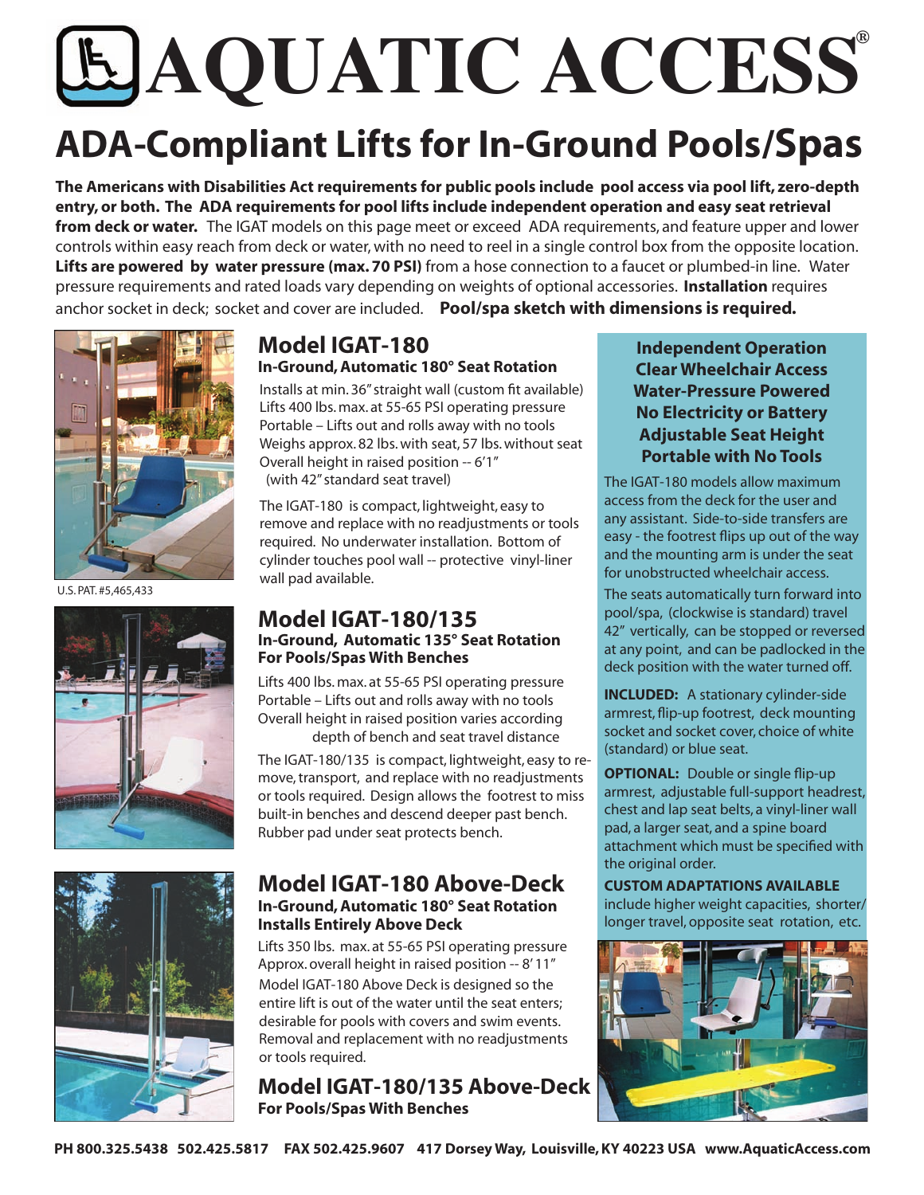# AQUATIC ACCESS®

## ADA-Compliant Lifts for In-Ground Pools/Spas

**The Americans with Disabilities Act requirements for public pools include pool access via pool lift, zero-depth entry, or both. The ADA requirements for pool lifts include independent operation and easy seat retrieval from deck or water.** The IGAT models on this page meet or exceed ADA requirements, and feature upper and lower controls within easy reach from deck or water, with no need to reel in a single control box from the opposite location. **Lifts are powered by water pressure (max. 70 PSI)** from a hose connection to a faucet or plumbed-in line. Water pressure requirements and rated loads vary depending on weights of optional accessories. **Installation** requires anchor socket in deck; socket and cover are included. **Pool/spa sketch with dimensions is required.**

U.S. PAT. #5,465,433

### Model IGAT-180

**In-Ground, Automatic 180° Seat Rotation**

Installs at min. 36" straight wall (custom fit available)
Lifts 400 lbs. max. at 55-65 PSI operating pressure
Portable – Lifts out and rolls away with no tools
Weighs approx. 82 lbs. with seat, 57 lbs. without seat
Overall height in raised position -- 6'1"
(with 42" standard seat travel)

The IGAT-180 is compact, lightweight, easy to remove and replace with no readjustments or tools required. No underwater installation. Bottom of cylinder touches pool wall -- protective vinyl-liner wall pad available.

### Model IGAT-180/135

**In-Ground, Automatic 135° Seat Rotation**
**For Pools/Spas With Benches**

Lifts 400 lbs. max. at 55-65 PSI operating pressure
Portable – Lifts out and rolls away with no tools
Overall height in raised position varies according depth of bench and seat travel distance

The IGAT-180/135 is compact, lightweight, easy to remove, transport, and replace with no readjustments or tools required. Design allows the footrest to miss built-in benches and descend deeper past bench. Rubber pad under seat protects bench.

### Model IGAT-180 Above-Deck

**In-Ground, Automatic 180° Seat Rotation**
**Installs Entirely Above Deck**

Lifts 350 lbs. max. at 55-65 PSI operating pressure
Approx. overall height in raised position -- 8' 11"

Model IGAT-180 Above Deck is designed so the entire lift is out of the water until the seat enters; desirable for pools with covers and swim events. Removal and replacement with no readjustments or tools required.

### Model IGAT-180/135 Above-Deck

**For Pools/Spas With Benches**

**Independent Operation**
**Clear Wheelchair Access**
**Water-Pressure Powered**
**No Electricity or Battery**
**Adjustable Seat Height**
**Portable with No Tools**

The IGAT-180 models allow maximum access from the deck for the user and any assistant. Side-to-side transfers are easy - the footrest flips up out of the way and the mounting arm is under the seat for unobstructed wheelchair access.

The seats automatically turn forward into pool/spa, (clockwise is standard) travel 42" vertically, can be stopped or reversed at any point, and can be padlocked in the deck position with the water turned off.

**INCLUDED:** A stationary cylinder-side armrest, flip-up footrest, deck mounting socket and socket cover, choice of white (standard) or blue seat.

**OPTIONAL:** Double or single flip-up armrest, adjustable full-support headrest, chest and lap seat belts, a vinyl-liner wall pad, a larger seat, and a spine board attachment which must be specified with the original order.

**CUSTOM ADAPTATIONS AVAILABLE** include higher weight capacities, shorter/longer travel, opposite seat rotation, etc.

**PH 800.325.5438 502.425.5817 FAX 502.425.9607 417 Dorsey Way, Louisville, KY 40223 USA www.AquaticAccess.com**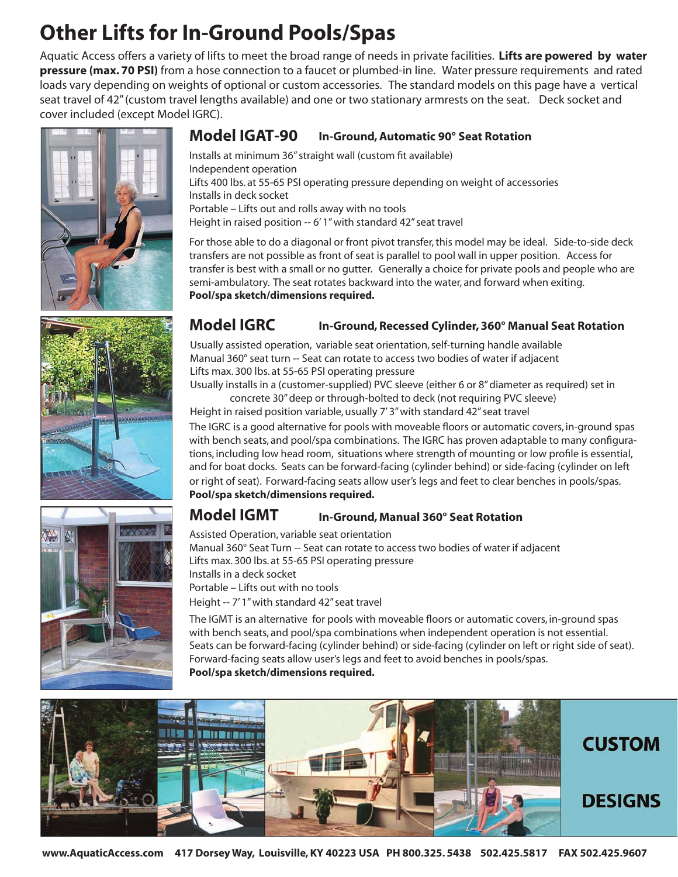# Other Lifts for In-Ground Pools/Spas

Aquatic Access offers a variety of lifts to meet the broad range of needs in private facilities. **Lifts are powered by water pressure (max. 70 PSI)** from a hose connection to a faucet or plumbed-in line. Water pressure requirements and rated loads vary depending on weights of optional or custom accessories. The standard models on this page have a vertical seat travel of 42" (custom travel lengths available) and one or two stationary armrests on the seat. Deck socket and cover included (except Model IGRC).

## Model IGAT-90 — In-Ground, Automatic 90° Seat Rotation

Installs at minimum 36" straight wall (custom fit available)
Independent operation
Lifts 400 lbs. at 55-65 PSI operating pressure depending on weight of accessories
Installs in deck socket
Portable – Lifts out and rolls away with no tools
Height in raised position -- 6' 1" with standard 42" seat travel

For those able to do a diagonal or front pivot transfer, this model may be ideal. Side-to-side deck transfers are not possible as front of seat is parallel to pool wall in upper position. Access for transfer is best with a small or no gutter. Generally a choice for private pools and people who are semi-ambulatory. The seat rotates backward into the water, and forward when exiting.
**Pool/spa sketch/dimensions required.**

## Model IGRC — In-Ground, Recessed Cylinder, 360° Manual Seat Rotation

Usually assisted operation, variable seat orientation, self-turning handle available
Manual 360° seat turn -- Seat can rotate to access two bodies of water if adjacent
Lifts max. 300 lbs. at 55-65 PSI operating pressure
Usually installs in a (customer-supplied) PVC sleeve (either 6 or 8" diameter as required) set in concrete 30" deep or through-bolted to deck (not requiring PVC sleeve)
Height in raised position variable, usually 7' 3" with standard 42" seat travel

The IGRC is a good alternative for pools with moveable floors or automatic covers, in-ground spas with bench seats, and pool/spa combinations. The IGRC has proven adaptable to many configurations, including low head room, situations where strength of mounting or low profile is essential, and for boat docks. Seats can be forward-facing (cylinder behind) or side-facing (cylinder on left or right of seat). Forward-facing seats allow user's legs and feet to clear benches in pools/spas.
**Pool/spa sketch/dimensions required.**

## Model IGMT — In-Ground, Manual 360° Seat Rotation

Assisted Operation, variable seat orientation
Manual 360° Seat Turn -- Seat can rotate to access two bodies of water if adjacent
Lifts max. 300 lbs. at 55-65 PSI operating pressure
Installs in a deck socket
Portable – Lifts out with no tools
Height -- 7' 1" with standard 42" seat travel

The IGMT is an alternative for pools with moveable floors or automatic covers, in-ground spas with bench seats, and pool/spa combinations when independent operation is not essential. Seats can be forward-facing (cylinder behind) or side-facing (cylinder on left or right side of seat). Forward-facing seats allow user's legs and feet to avoid benches in pools/spas.
**Pool/spa sketch/dimensions required.**

**CUSTOM DESIGNS**

www.AquaticAccess.com 417 Dorsey Way, Louisville, KY 40223 USA PH 800.325.5438 502.425.5817 FAX 502.425.9607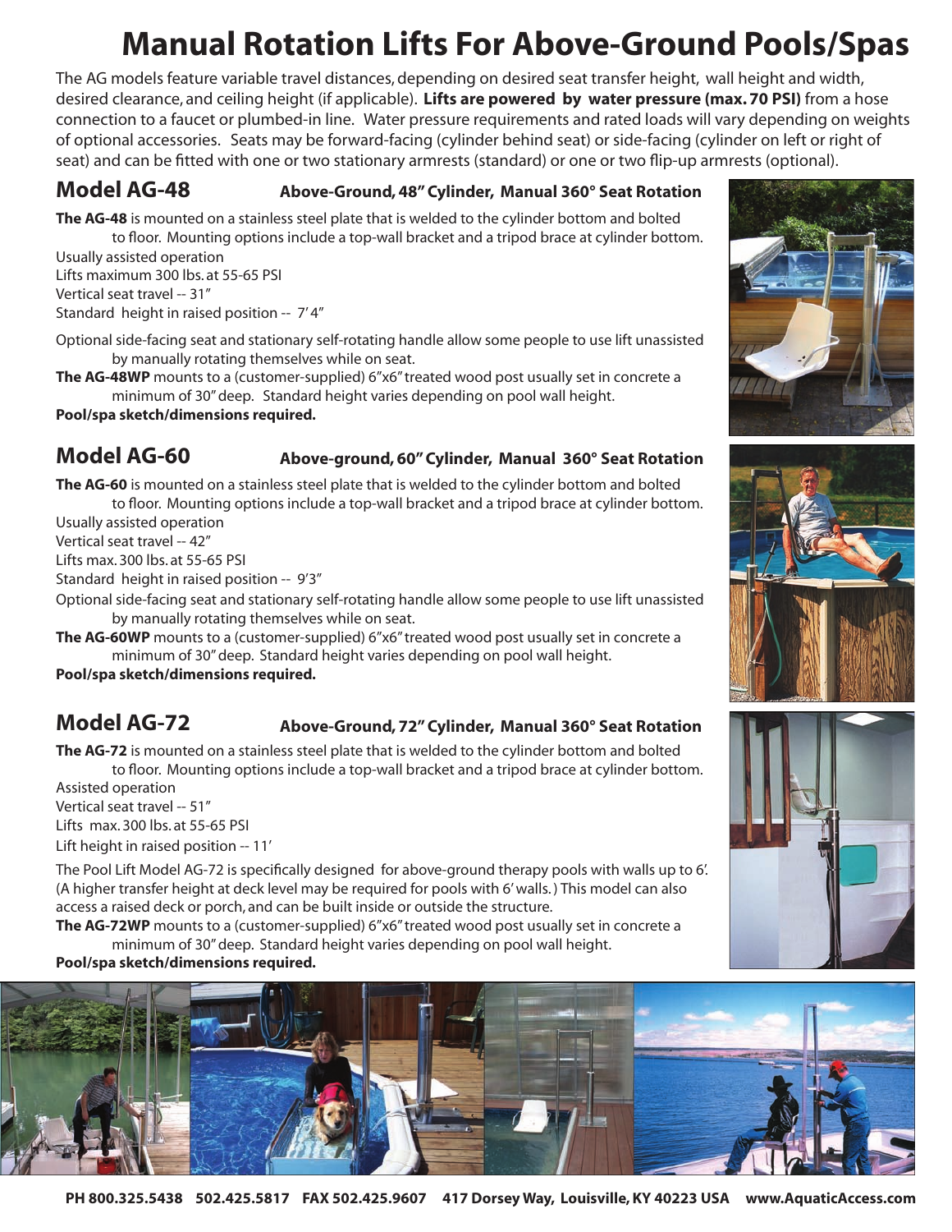# Manual Rotation Lifts For Above-Ground Pools/Spas

The AG models feature variable travel distances, depending on desired seat transfer height, wall height and width, desired clearance, and ceiling height (if applicable). **Lifts are powered by water pressure (max. 70 PSI)** from a hose connection to a faucet or plumbed-in line. Water pressure requirements and rated loads will vary depending on weights of optional accessories. Seats may be forward-facing (cylinder behind seat) or side-facing (cylinder on left or right of seat) and can be fitted with one or two stationary armrests (standard) or one or two flip-up armrests (optional).

## Model AG-48

**Above-Ground, 48" Cylinder, Manual 360° Seat Rotation**

**The AG-48** is mounted on a stainless steel plate that is welded to the cylinder bottom and bolted to floor. Mounting options include a top-wall bracket and a tripod brace at cylinder bottom.

Usually assisted operation
Lifts maximum 300 lbs. at 55-65 PSI
Vertical seat travel -- 31"
Standard height in raised position -- 7' 4"

Optional side-facing seat and stationary self-rotating handle allow some people to use lift unassisted by manually rotating themselves while on seat.

**The AG-48WP** mounts to a (customer-supplied) 6"x6" treated wood post usually set in concrete a minimum of 30" deep. Standard height varies depending on pool wall height.

**Pool/spa sketch/dimensions required.**

## Model AG-60

**Above-ground, 60" Cylinder, Manual 360° Seat Rotation**

**The AG-60** is mounted on a stainless steel plate that is welded to the cylinder bottom and bolted to floor. Mounting options include a top-wall bracket and a tripod brace at cylinder bottom.

Usually assisted operation
Vertical seat travel -- 42"
Lifts max. 300 lbs. at 55-65 PSI
Standard height in raised position -- 9'3"

Optional side-facing seat and stationary self-rotating handle allow some people to use lift unassisted by manually rotating themselves while on seat.

**The AG-60WP** mounts to a (customer-supplied) 6"x6" treated wood post usually set in concrete a minimum of 30" deep. Standard height varies depending on pool wall height.

**Pool/spa sketch/dimensions required.**

## Model AG-72

**Above-Ground, 72" Cylinder, Manual 360° Seat Rotation**

**The AG-72** is mounted on a stainless steel plate that is welded to the cylinder bottom and bolted to floor. Mounting options include a top-wall bracket and a tripod brace at cylinder bottom.

Assisted operation
Vertical seat travel -- 51"
Lifts max. 300 lbs. at 55-65 PSI
Lift height in raised position -- 11'

The Pool Lift Model AG-72 is specifically designed for above-ground therapy pools with walls up to 6'. (A higher transfer height at deck level may be required for pools with 6' walls.) This model can also access a raised deck or porch, and can be built inside or outside the structure.

**The AG-72WP** mounts to a (customer-supplied) 6"x6" treated wood post usually set in concrete a minimum of 30" deep. Standard height varies depending on pool wall height.

**Pool/spa sketch/dimensions required.**

PH 800.325.5438 502.425.5817 FAX 502.425.9607 417 Dorsey Way, Louisville, KY 40223 USA www.AquaticAccess.com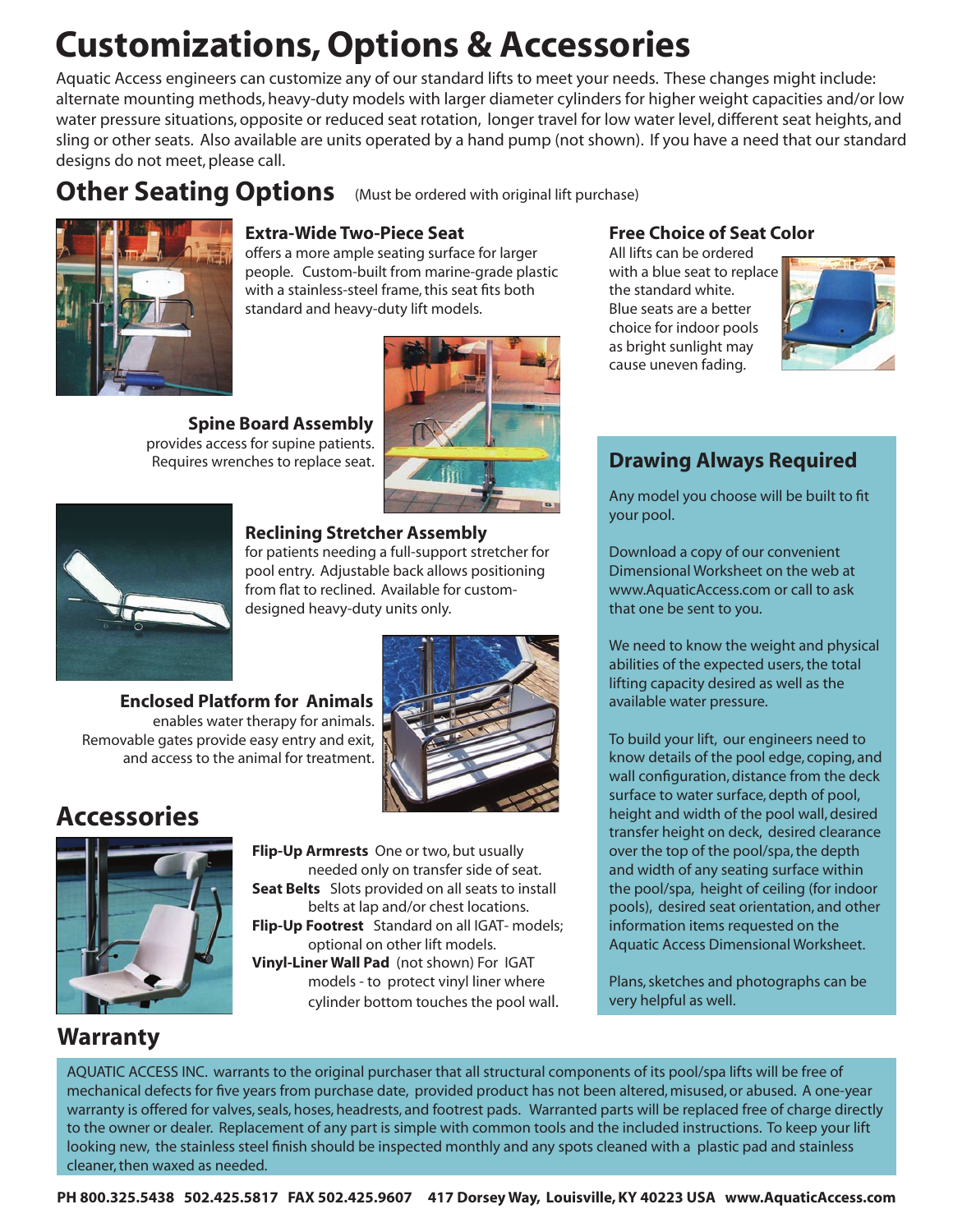# Customizations, Options & Accessories

Aquatic Access engineers can customize any of our standard lifts to meet your needs. These changes might include: alternate mounting methods, heavy-duty models with larger diameter cylinders for higher weight capacities and/or low water pressure situations, opposite or reduced seat rotation, longer travel for low water level, different seat heights, and sling or other seats. Also available are units operated by a hand pump (not shown). If you have a need that our standard designs do not meet, please call.

## Other Seating Options

(Must be ordered with original lift purchase)

### Extra-Wide Two-Piece Seat

offers a more ample seating surface for larger people. Custom-built from marine-grade plastic with a stainless-steel frame, this seat fits both standard and heavy-duty lift models.

### Free Choice of Seat Color

All lifts can be ordered with a blue seat to replace the standard white. Blue seats are a better choice for indoor pools as bright sunlight may cause uneven fading.

### Spine Board Assembly

provides access for supine patients. Requires wrenches to replace seat.

### Reclining Stretcher Assembly

for patients needing a full-support stretcher for pool entry. Adjustable back allows positioning from flat to reclined. Available for custom-designed heavy-duty units only.

### Enclosed Platform for Animals

enables water therapy for animals. Removable gates provide easy entry and exit, and access to the animal for treatment.

## Accessories

**Flip-Up Armrests** One or two, but usually needed only on transfer side of seat.

**Seat Belts** Slots provided on all seats to install belts at lap and/or chest locations.

**Flip-Up Footrest** Standard on all IGAT- models; optional on other lift models.

**Vinyl-Liner Wall Pad** (not shown) For IGAT models - to protect vinyl liner where cylinder bottom touches the pool wall.

## Drawing Always Required

Any model you choose will be built to fit your pool.

Download a copy of our convenient Dimensional Worksheet on the web at www.AquaticAccess.com or call to ask that one be sent to you.

We need to know the weight and physical abilities of the expected users, the total lifting capacity desired as well as the available water pressure.

To build your lift, our engineers need to know details of the pool edge, coping, and wall configuration, distance from the deck surface to water surface, depth of pool, height and width of the pool wall, desired transfer height on deck, desired clearance over the top of the pool/spa, the depth and width of any seating surface within the pool/spa, height of ceiling (for indoor pools), desired seat orientation, and other information items requested on the Aquatic Access Dimensional Worksheet.

Plans, sketches and photographs can be very helpful as well.

## Warranty

AQUATIC ACCESS INC. warrants to the original purchaser that all structural components of its pool/spa lifts will be free of mechanical defects for five years from purchase date, provided product has not been altered, misused, or abused. A one-year warranty is offered for valves, seals, hoses, headrests, and footrest pads. Warranted parts will be replaced free of charge directly to the owner or dealer. Replacement of any part is simple with common tools and the included instructions. To keep your lift looking new, the stainless steel finish should be inspected monthly and any spots cleaned with a plastic pad and stainless cleaner, then waxed as needed.

**PH 800.325.5438 502.425.5817 FAX 502.425.9607 417 Dorsey Way, Louisville, KY 40223 USA www.AquaticAccess.com**